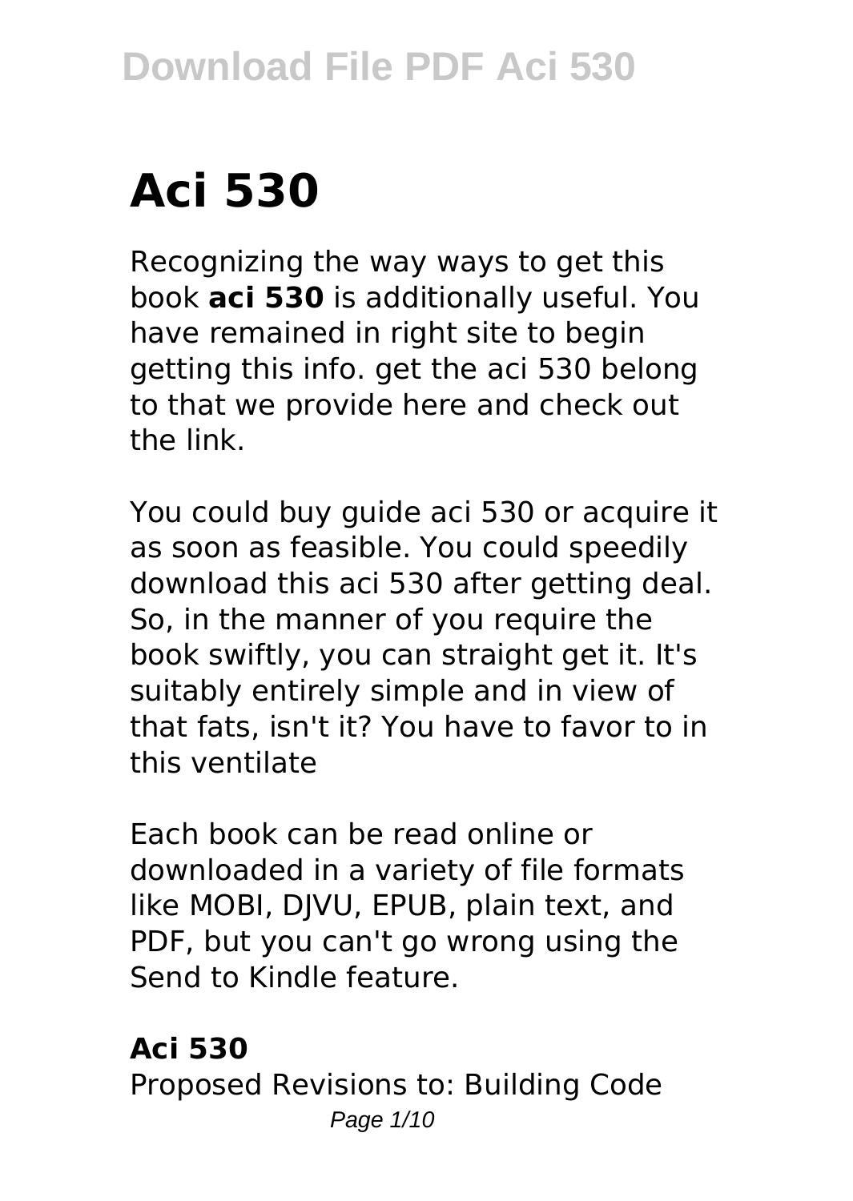# Aci 530

Recognizing the way ways to get this book **aci 530** is additionally useful. You have remained in right site to begin getting this info. get the aci 530 belong to that we provide here and check out the link.

You could buy guide aci 530 or acquire it as soon as feasible. You could speedily download this aci 530 after getting deal. So, in the manner of you require the book swiftly, you can straight get it. It's suitably entirely simple and in view of that fats, isn't it? You have to favor to in this ventilate

Each book can be read online or downloaded in a variety of file formats like MOBI, DJVU, EPUB, plain text, and PDF, but you can't go wrong using the Send to Kindle feature.

## Aci 530

Proposed Revisions to: Building Code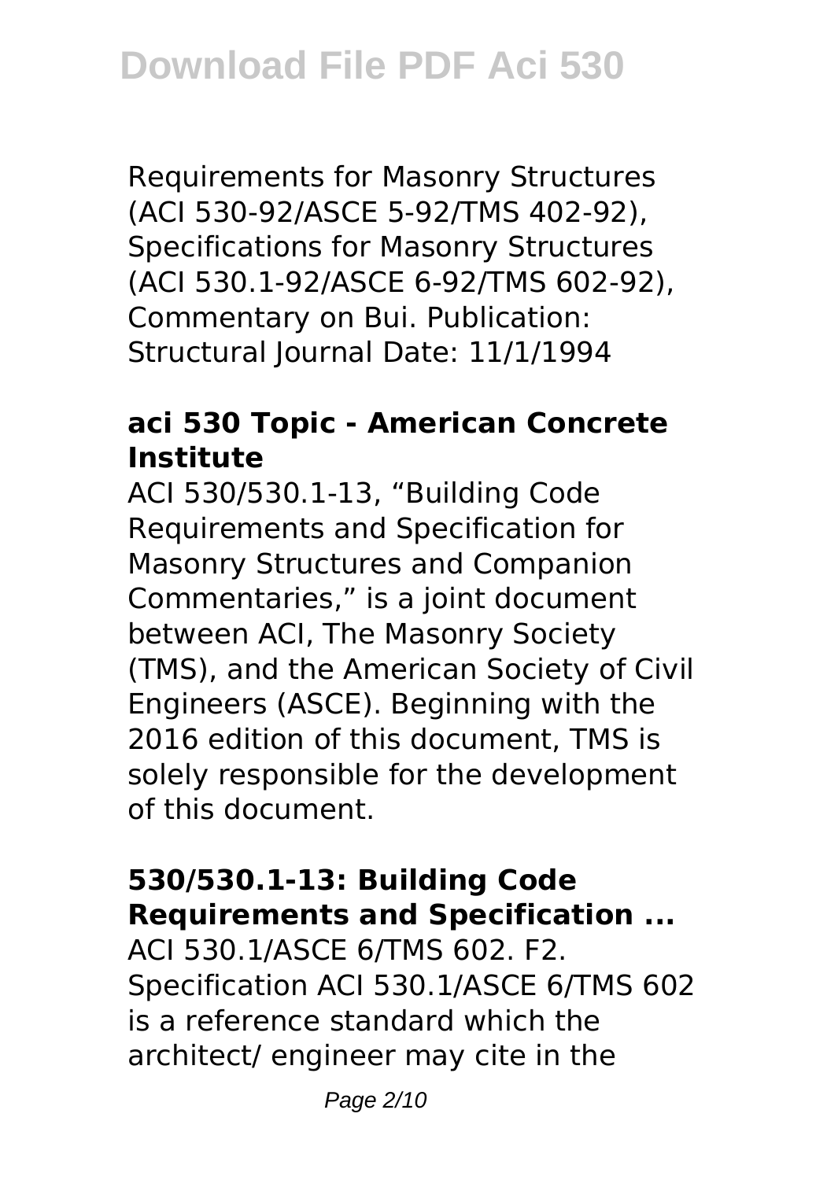Requirements for Masonry Structures (ACI 530-92/ASCE 5-92/TMS 402-92), Specifications for Masonry Structures (ACI 530.1-92/ASCE 6-92/TMS 602-92), Commentary on Bui. Publication: Structural Journal Date: 11/1/1994

### aci 530 Topic - American Concrete Institute

ACI 530/530.1-13, "Building Code Requirements and Specification for Masonry Structures and Companion Commentaries," is a joint document between ACI, The Masonry Society (TMS), and the American Society of Civil Engineers (ASCE). Beginning with the 2016 edition of this document, TMS is solely responsible for the development of this document.

### 530/530.1-13: Building Code Requirements and Specification ...

ACI 530.1/ASCE 6/TMS 602. F2. Specification ACI 530.1/ASCE 6/TMS 602 is a reference standard which the architect/ engineer may cite in the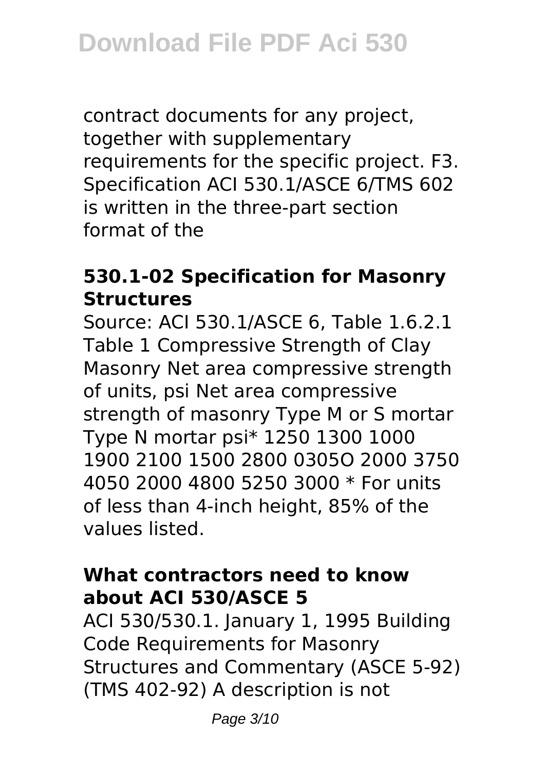contract documents for any project, together with supplementary requirements for the specific project. F3. Specification ACI 530.1/ASCE 6/TMS 602 is written in the three-part section format of the

### 530.1-02 Specification for Masonry Structures

Source: ACI 530.1/ASCE 6, Table 1.6.2.1 Table 1 Compressive Strength of Clay Masonry Net area compressive strength of units, psi Net area compressive strength of masonry Type M or S mortar Type N mortar psi* 1250 1300 1000 1900 2100 1500 2800 0305O 2000 3750 4050 2000 4800 5250 3000 * For units of less than 4-inch height, 85% of the values listed.

### What contractors need to know about ACI 530/ASCE 5

ACI 530/530.1. January 1, 1995 Building Code Requirements for Masonry Structures and Commentary (ASCE 5-92) (TMS 402-92) A description is not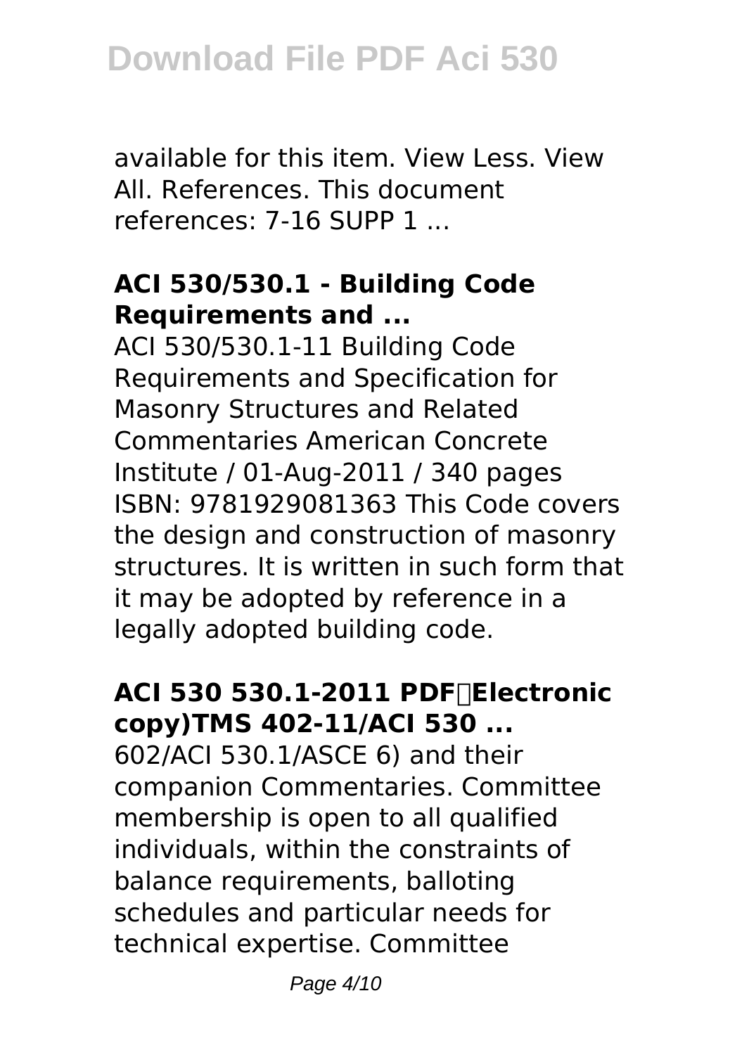available for this item. View Less. View All. References. This document references: 7-16 SUPP 1 ...

### ACI 530/530.1 - Building Code Requirements and ...

ACI 530/530.1-11 Building Code Requirements and Specification for Masonry Structures and Related Commentaries American Concrete Institute / 01-Aug-2011 / 340 pages ISBN: 9781929081363 This Code covers the design and construction of masonry structures. It is written in such form that it may be adopted by reference in a legally adopted building code.

### ACI 530 530.1-2011 PDF（Electronic copy)TMS 402-11/ACI 530 ...

602/ACI 530.1/ASCE 6) and their companion Commentaries. Committee membership is open to all qualified individuals, within the constraints of balance requirements, balloting schedules and particular needs for technical expertise. Committee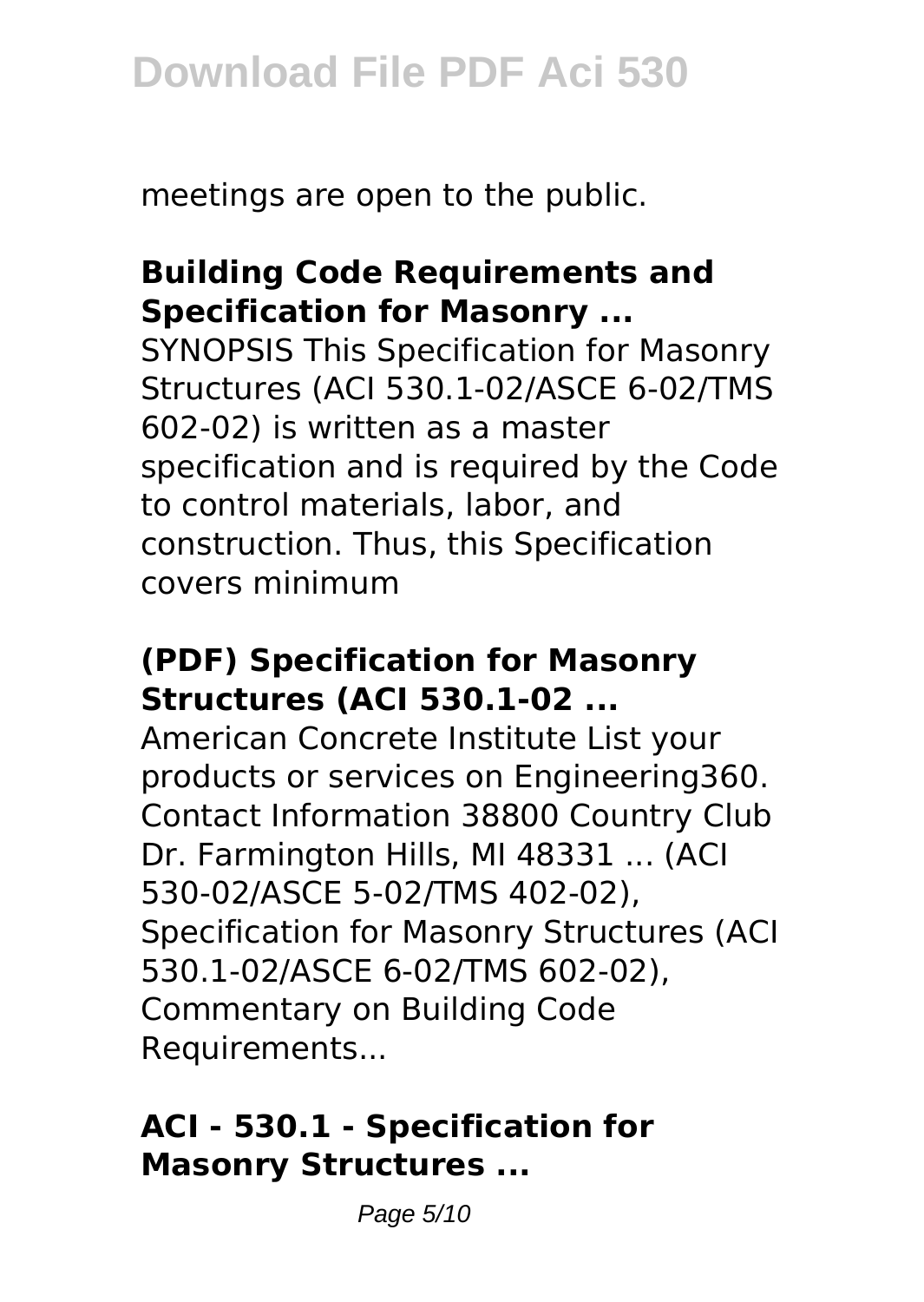meetings are open to the public.

### Building Code Requirements and Specification for Masonry ...

SYNOPSIS This Specification for Masonry Structures (ACI 530.1-02/ASCE 6-02/TMS 602-02) is written as a master specification and is required by the Code to control materials, labor, and construction. Thus, this Specification covers minimum

### (PDF) Specification for Masonry Structures (ACI 530.1-02 ...

American Concrete Institute List your products or services on Engineering360. Contact Information 38800 Country Club Dr. Farmington Hills, MI 48331 ... (ACI 530-02/ASCE 5-02/TMS 402-02), Specification for Masonry Structures (ACI 530.1-02/ASCE 6-02/TMS 602-02), Commentary on Building Code Requirements...

### ACI - 530.1 - Specification for Masonry Structures ...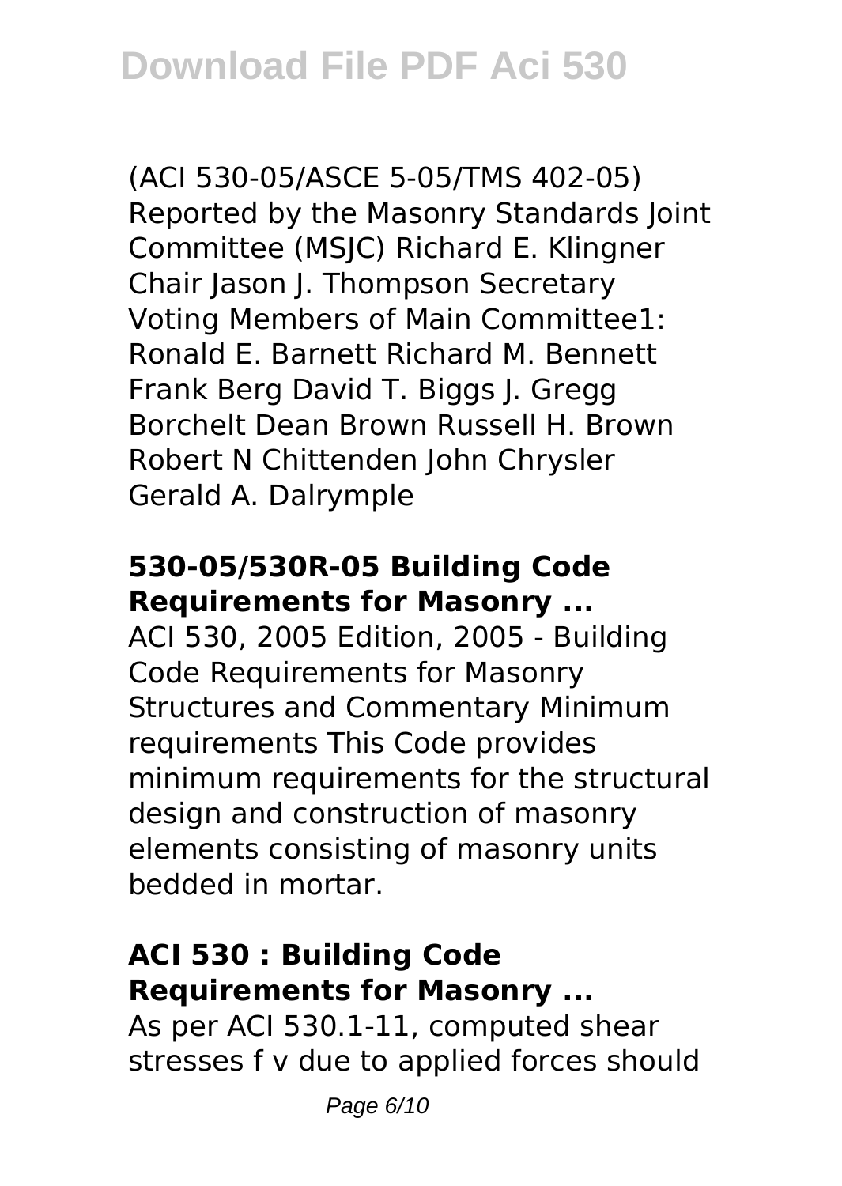(ACI 530-05/ASCE 5-05/TMS 402-05) Reported by the Masonry Standards Joint Committee (MSJC) Richard E. Klingner Chair Jason J. Thompson Secretary Voting Members of Main Committee1: Ronald E. Barnett Richard M. Bennett Frank Berg David T. Biggs J. Gregg Borchelt Dean Brown Russell H. Brown Robert N Chittenden John Chrysler Gerald A. Dalrymple

### 530-05/530R-05 Building Code Requirements for Masonry ...

ACI 530, 2005 Edition, 2005 - Building Code Requirements for Masonry Structures and Commentary Minimum requirements This Code provides minimum requirements for the structural design and construction of masonry elements consisting of masonry units bedded in mortar.

### ACI 530 : Building Code Requirements for Masonry ...

As per ACI 530.1-11, computed shear stresses $f_v$ due to applied forces should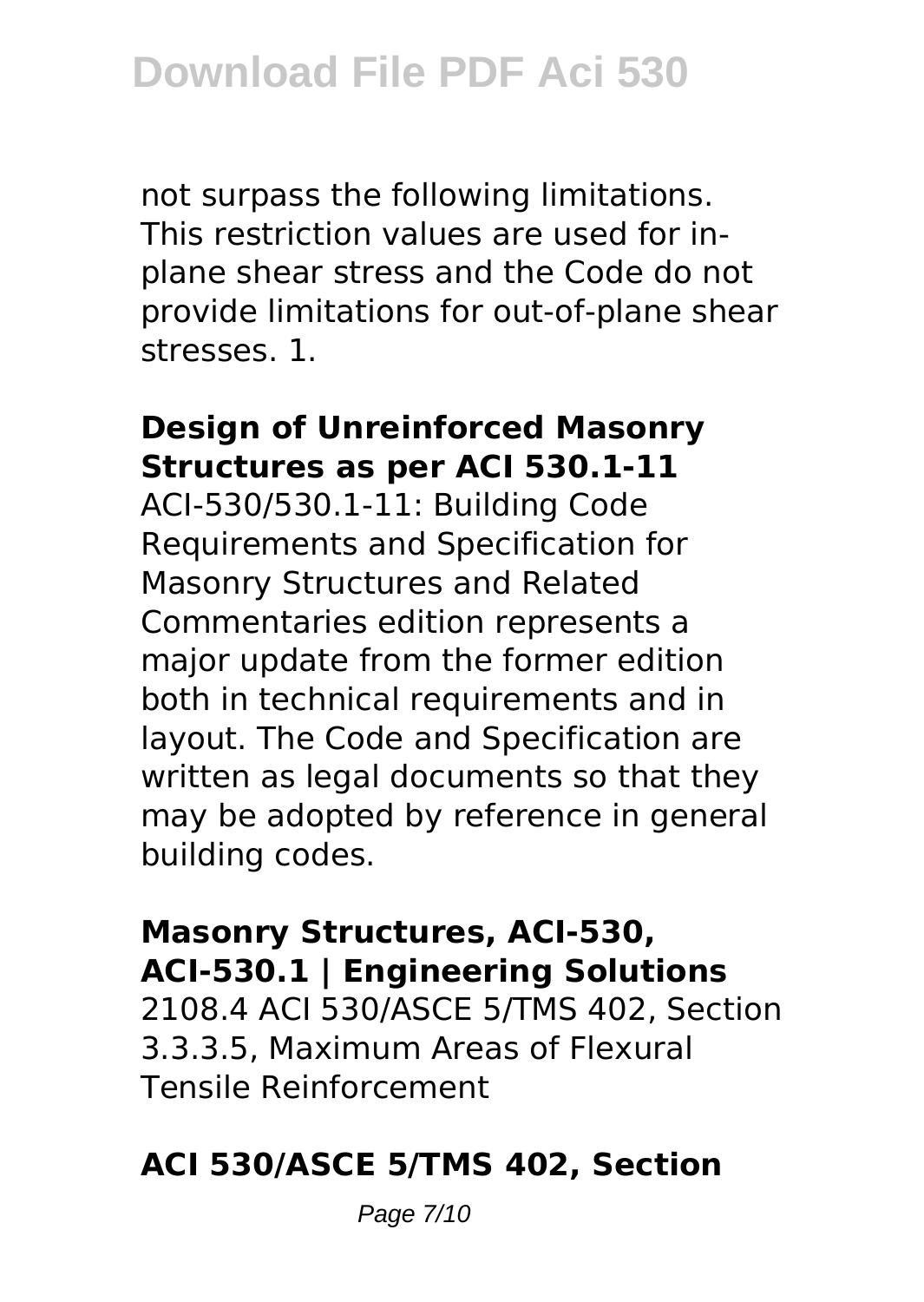not surpass the following limitations. This restriction values are used for in-plane shear stress and the Code do not provide limitations for out-of-plane shear stresses. 1.

**Design of Unreinforced Masonry Structures as per ACI 530.1-11**

ACI-530/530.1-11: Building Code Requirements and Specification for Masonry Structures and Related Commentaries edition represents a major update from the former edition both in technical requirements and in layout. The Code and Specification are written as legal documents so that they may be adopted by reference in general building codes.

**Masonry Structures, ACI-530, ACI-530.1 | Engineering Solutions**

2108.4 ACI 530/ASCE 5/TMS 402, Section 3.3.3.5, Maximum Areas of Flexural Tensile Reinforcement

**ACI 530/ASCE 5/TMS 402, Section**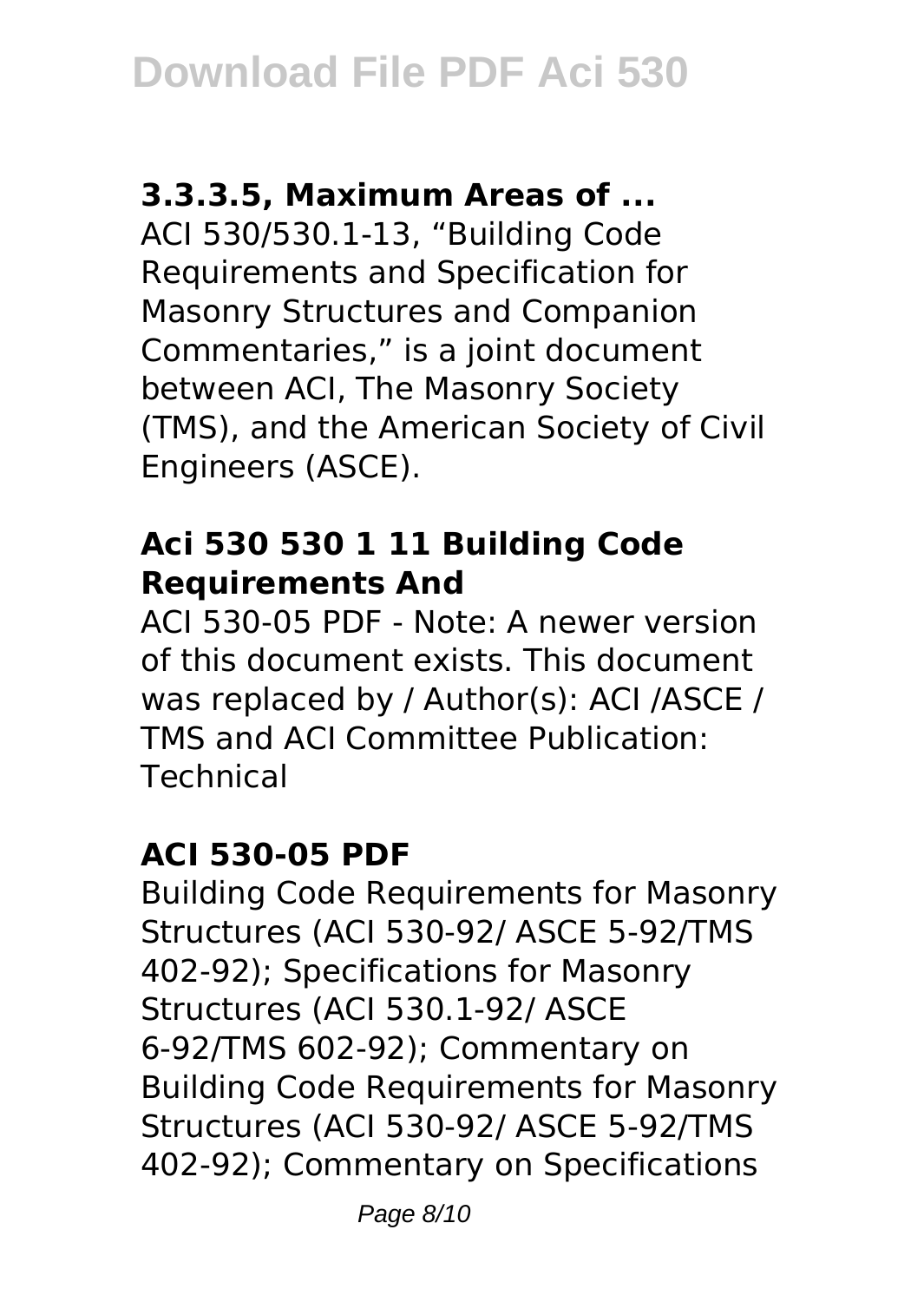### 3.3.3.5, Maximum Areas of ...

ACI 530/530.1-13, "Building Code Requirements and Specification for Masonry Structures and Companion Commentaries," is a joint document between ACI, The Masonry Society (TMS), and the American Society of Civil Engineers (ASCE).

### Aci 530 530 1 11 Building Code Requirements And

ACI 530-05 PDF - Note: A newer version of this document exists. This document was replaced by / Author(s): ACI /ASCE / TMS and ACI Committee Publication: Technical

### ACI 530-05 PDF

Building Code Requirements for Masonry Structures (ACI 530-92/ ASCE 5-92/TMS 402-92); Specifications for Masonry Structures (ACI 530.1-92/ ASCE 6-92/TMS 602-92); Commentary on Building Code Requirements for Masonry Structures (ACI 530-92/ ASCE 5-92/TMS 402-92); Commentary on Specifications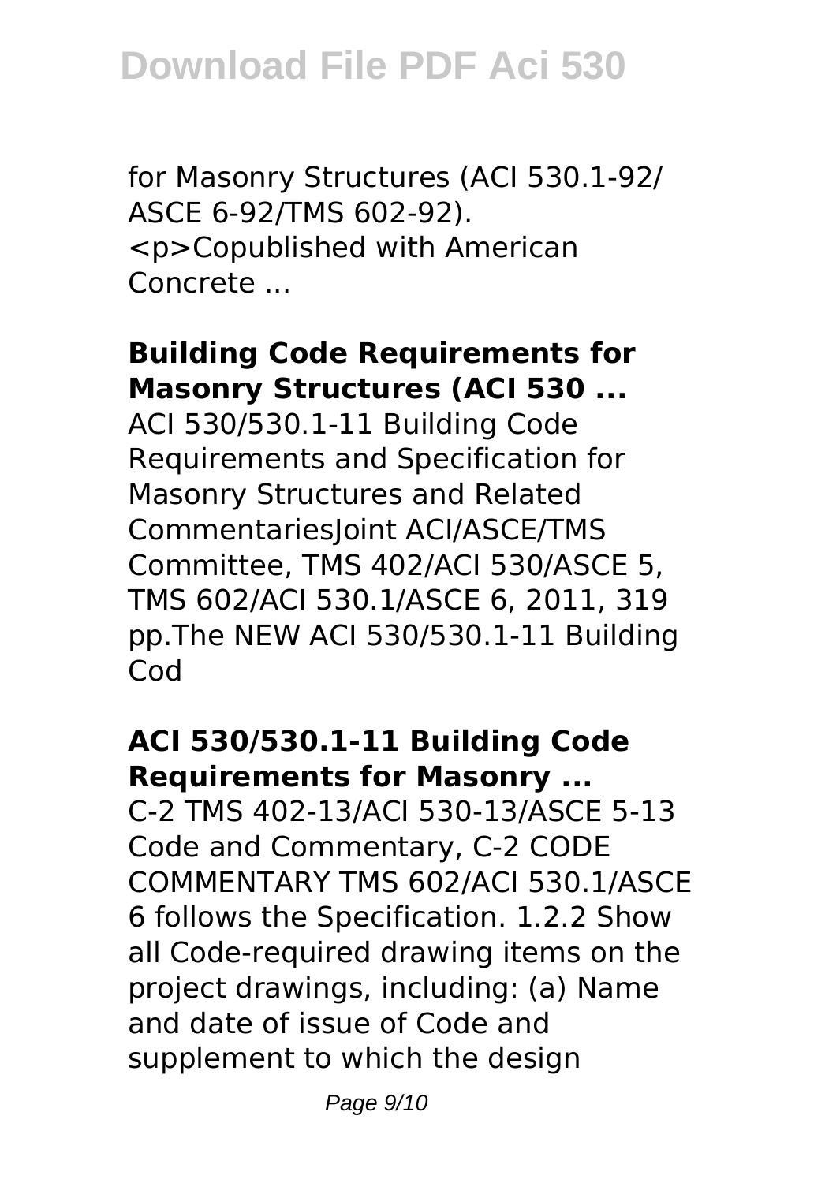for Masonry Structures (ACI 530.1-92/ ASCE 6-92/TMS 602-92). <p>Copublished with American Concrete ...

### Building Code Requirements for Masonry Structures (ACI 530 ...

ACI 530/530.1-11 Building Code Requirements and Specification for Masonry Structures and Related CommentariesJoint ACI/ASCE/TMS Committee, TMS 402/ACI 530/ASCE 5, TMS 602/ACI 530.1/ASCE 6, 2011, 319 pp.The NEW ACI 530/530.1-11 Building Cod

### ACI 530/530.1-11 Building Code Requirements for Masonry ...

C-2 TMS 402-13/ACI 530-13/ASCE 5-13 Code and Commentary, C-2 CODE COMMENTARY TMS 602/ACI 530.1/ASCE 6 follows the Specification. 1.2.2 Show all Code-required drawing items on the project drawings, including: (a) Name and date of issue of Code and supplement to which the design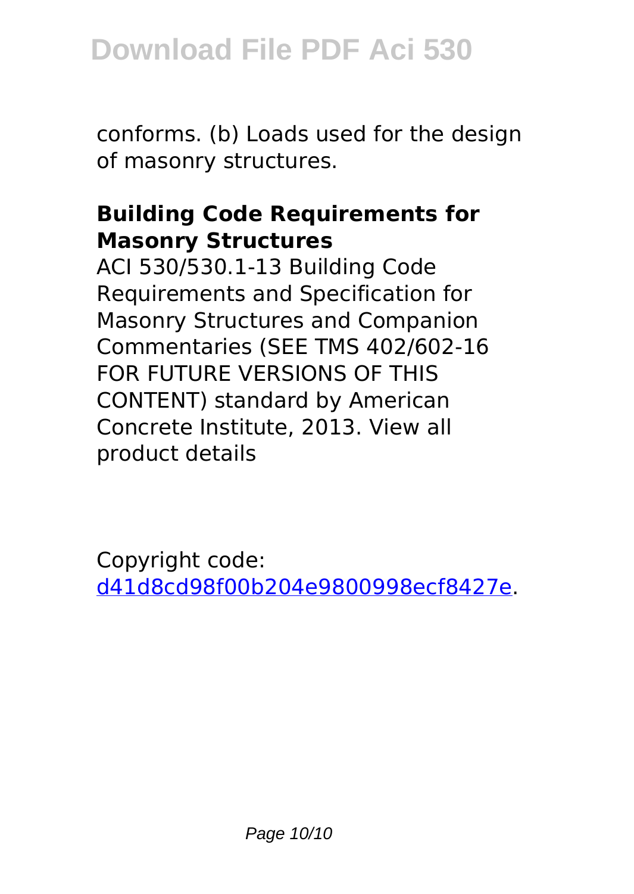conforms. (b) Loads used for the design of masonry structures.

**Building Code Requirements for Masonry Structures**

ACI 530/530.1-13 Building Code Requirements and Specification for Masonry Structures and Companion Commentaries (SEE TMS 402/602-16 FOR FUTURE VERSIONS OF THIS CONTENT) standard by American Concrete Institute, 2013. View all product details

Copyright code: d41d8cd98f00b204e9800998ecf8427e.